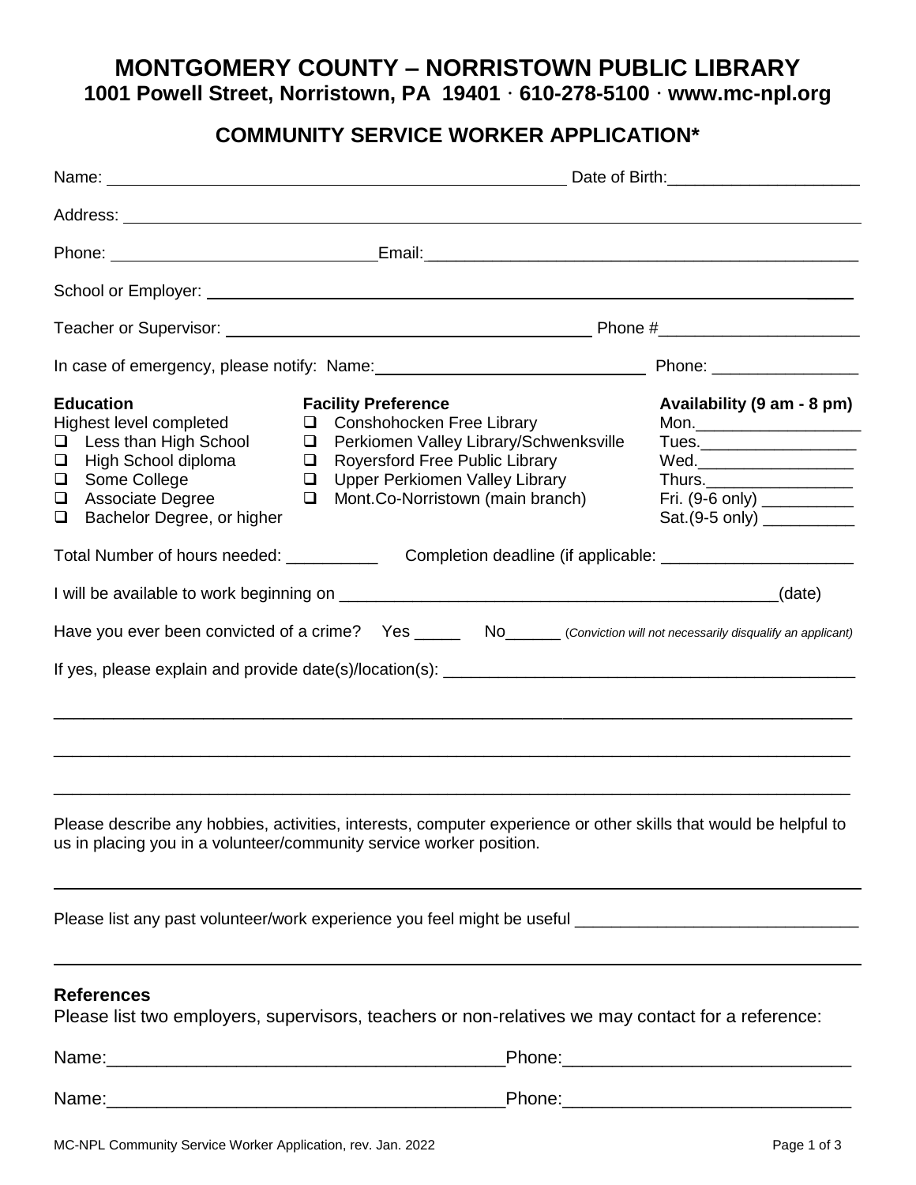# MONTGOMERY COUNTY – NORRISTOWN PUBLIC LIBRARY

**1001 Powell Street, Norristown, PA 19401 · 610-278-5100 · www.mc-npl.org**

## COMMUNITY SERVICE WORKER APPLICATION*

Name: ______________________________ Date of Birth: ____________________

Address: ______________________________________________________________

Phone: ____________________________ Email: ______________________________

School or Employer: _____________________________________________________

Teacher or Supervisor: ______________________________ Phone # ____________________

In case of emergency, please notify: Name: ______________________________ Phone: ________________

**Education**
Highest level completed
- ❑ Less than High School
- ❑ High School diploma
- ❑ Some College
- ❑ Associate Degree
- ❑ Bachelor Degree, or higher

**Facility Preference**
- ❑ Conshohocken Free Library
- ❑ Perkiomen Valley Library/Schwenksville
- ❑ Royersford Free Public Library
- ❑ Upper Perkiomen Valley Library
- ❑ Mont.Co-Norristown (main branch)

**Availability (9 am - 8 pm)**
- Mon.__________________
- Tues.__________________
- Wed.__________________
- Thurs.__________________
- Fri. (9-6 only) __________
- Sat.(9-5 only) __________

Total Number of hours needed: __________ Completion deadline (if applicable: ____________________

I will be available to work beginning on ____________________________________________(date)

Have you ever been convicted of a crime? Yes _____ No______ (*Conviction will not necessarily disqualify an applicant*)

If yes, please explain and provide date(s)/location(s): ____________________________________________

______________________________________________________________________________

______________________________________________________________________________

______________________________________________________________________________

Please describe any hobbies, activities, interests, computer experience or other skills that would be helpful to us in placing you in a volunteer/community service worker position.

______________________________________________________________________________

Please list any past volunteer/work experience you feel might be useful ______________________________

______________________________________________________________________________

**References**

Please list two employers, supervisors, teachers or non-relatives we may contact for a reference:

Name: ________________________________________ Phone: ______________________________

Name: ________________________________________ Phone: ______________________________

MC-NPL Community Service Worker Application, rev. Jan. 2022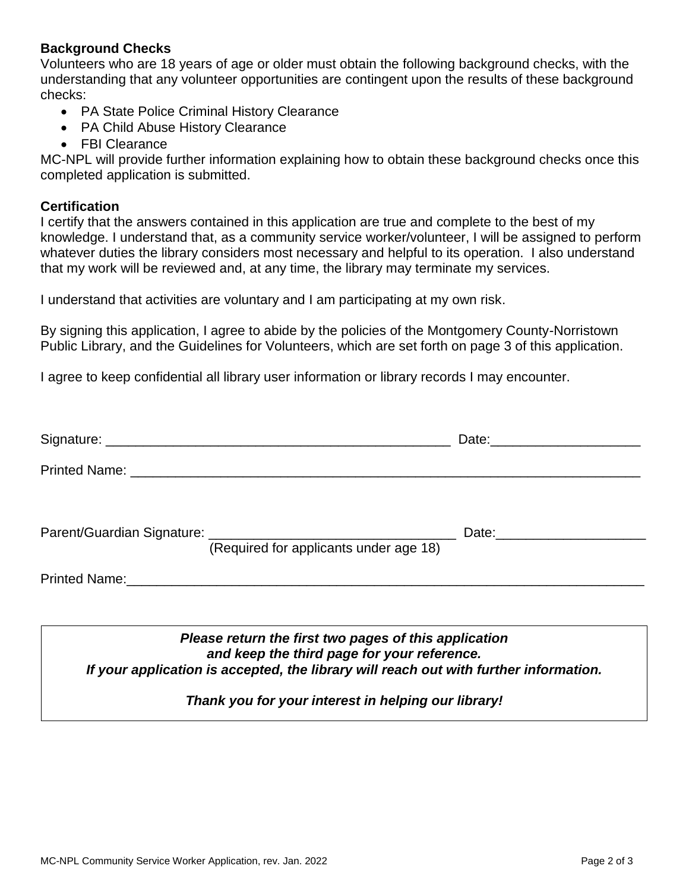**Background Checks**

Volunteers who are 18 years of age or older must obtain the following background checks, with the understanding that any volunteer opportunities are contingent upon the results of these background checks:

- PA State Police Criminal History Clearance
- PA Child Abuse History Clearance
- FBI Clearance

MC-NPL will provide further information explaining how to obtain these background checks once this completed application is submitted.

**Certification**

I certify that the answers contained in this application are true and complete to the best of my knowledge. I understand that, as a community service worker/volunteer, I will be assigned to perform whatever duties the library considers most necessary and helpful to its operation. I also understand that my work will be reviewed and, at any time, the library may terminate my services.

I understand that activities are voluntary and I am participating at my own risk.

By signing this application, I agree to abide by the policies of the Montgomery County-Norristown Public Library, and the Guidelines for Volunteers, which are set forth on page 3 of this application.

I agree to keep confidential all library user information or library records I may encounter.

Signature: _______________________________________________ Date:____________________

Printed Name: _______________________________________________________________________

Parent/Guardian Signature: _________________________________ Date:____________________
(Required for applicants under age 18)

Printed Name:_______________________________________________________________________

***Please return the first two pages of this application and keep the third page for your reference. If your application is accepted, the library will reach out with further information.***

***Thank you for your interest in helping our library!***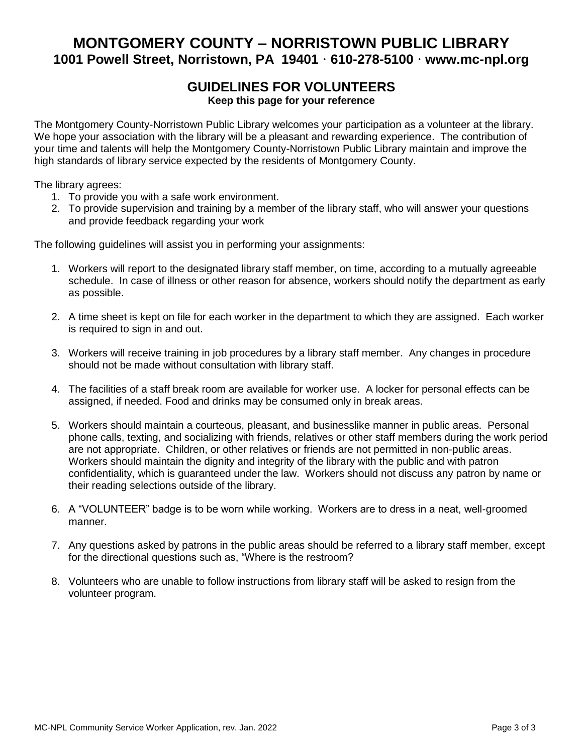# MONTGOMERY COUNTY – NORRISTOWN PUBLIC LIBRARY

**1001 Powell Street, Norristown, PA 19401 · 610-278-5100 · www.mc-npl.org**

## GUIDELINES FOR VOLUNTEERS

**Keep this page for your reference**

The Montgomery County-Norristown Public Library welcomes your participation as a volunteer at the library. We hope your association with the library will be a pleasant and rewarding experience. The contribution of your time and talents will help the Montgomery County-Norristown Public Library maintain and improve the high standards of library service expected by the residents of Montgomery County.

The library agrees:

1. To provide you with a safe work environment.
2. To provide supervision and training by a member of the library staff, who will answer your questions and provide feedback regarding your work

The following guidelines will assist you in performing your assignments:

1. Workers will report to the designated library staff member, on time, according to a mutually agreeable schedule. In case of illness or other reason for absence, workers should notify the department as early as possible.

2. A time sheet is kept on file for each worker in the department to which they are assigned. Each worker is required to sign in and out.

3. Workers will receive training in job procedures by a library staff member. Any changes in procedure should not be made without consultation with library staff.

4. The facilities of a staff break room are available for worker use. A locker for personal effects can be assigned, if needed. Food and drinks may be consumed only in break areas.

5. Workers should maintain a courteous, pleasant, and businesslike manner in public areas. Personal phone calls, texting, and socializing with friends, relatives or other staff members during the work period are not appropriate. Children, or other relatives or friends are not permitted in non-public areas. Workers should maintain the dignity and integrity of the library with the public and with patron confidentiality, which is guaranteed under the law. Workers should not discuss any patron by name or their reading selections outside of the library.

6. A "VOLUNTEER" badge is to be worn while working. Workers are to dress in a neat, well-groomed manner.

7. Any questions asked by patrons in the public areas should be referred to a library staff member, except for the directional questions such as, "Where is the restroom?

8. Volunteers who are unable to follow instructions from library staff will be asked to resign from the volunteer program.